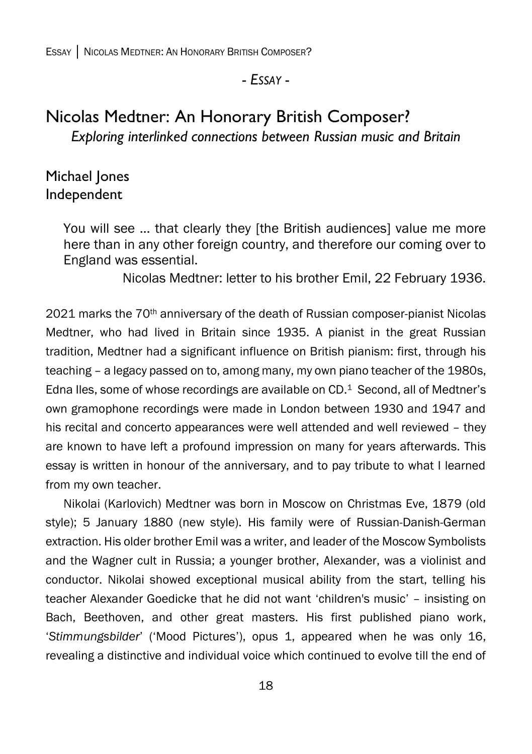*- Essay -*

# Nicolas Medtner: An Honorary British Composer?

*Exploring interlinked connections between Russian music and Britain*

Michael Jones
Independent

> You will see … that clearly they [the British audiences] value me more here than in any other foreign country, and therefore our coming over to England was essential.
>
> Nicolas Medtner: letter to his brother Emil, 22 February 1936.

2021 marks the 70th anniversary of the death of Russian composer-pianist Nicolas Medtner, who had lived in Britain since 1935. A pianist in the great Russian tradition, Medtner had a significant influence on British pianism: first, through his teaching – a legacy passed on to, among many, my own piano teacher of the 1980s, Edna Iles, some of whose recordings are available on CD.[1] Second, all of Medtner's own gramophone recordings were made in London between 1930 and 1947 and his recital and concerto appearances were well attended and well reviewed – they are known to have left a profound impression on many for years afterwards. This essay is written in honour of the anniversary, and to pay tribute to what I learned from my own teacher.

Nikolai (Karlovich) Medtner was born in Moscow on Christmas Eve, 1879 (old style); 5 January 1880 (new style). His family were of Russian-Danish-German extraction. His older brother Emil was a writer, and leader of the Moscow Symbolists and the Wagner cult in Russia; a younger brother, Alexander, was a violinist and conductor. Nikolai showed exceptional musical ability from the start, telling his teacher Alexander Goedicke that he did not want 'children's music' – insisting on Bach, Beethoven, and other great masters. His first published piano work, '*Stimmungsbilder*' ('Mood Pictures'), opus 1, appeared when he was only 16, revealing a distinctive and individual voice which continued to evolve till the end of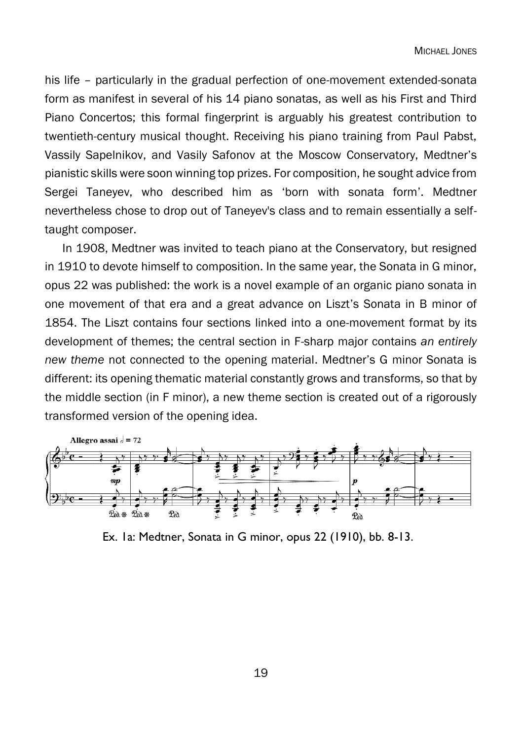his life – particularly in the gradual perfection of one-movement extended-sonata form as manifest in several of his 14 piano sonatas, as well as his First and Third Piano Concertos; this formal fingerprint is arguably his greatest contribution to twentieth-century musical thought. Receiving his piano training from Paul Pabst, Vassily Sapelnikov, and Vasily Safonov at the Moscow Conservatory, Medtner's pianistic skills were soon winning top prizes. For composition, he sought advice from Sergei Taneyev, who described him as 'born with sonata form'. Medtner nevertheless chose to drop out of Taneyev's class and to remain essentially a self-taught composer.

In 1908, Medtner was invited to teach piano at the Conservatory, but resigned in 1910 to devote himself to composition. In the same year, the Sonata in G minor, opus 22 was published: the work is a novel example of an organic piano sonata in one movement of that era and a great advance on Liszt's Sonata in B minor of 1854. The Liszt contains four sections linked into a one-movement format by its development of themes; the central section in F-sharp major contains *an entirely new theme* not connected to the opening material. Medtner's G minor Sonata is different: its opening thematic material constantly grows and transforms, so that by the middle section (in F minor), a new theme section is created out of a rigorously transformed version of the opening idea.

Ex. 1a: Medtner, Sonata in G minor, opus 22 (1910), bb. 8-13.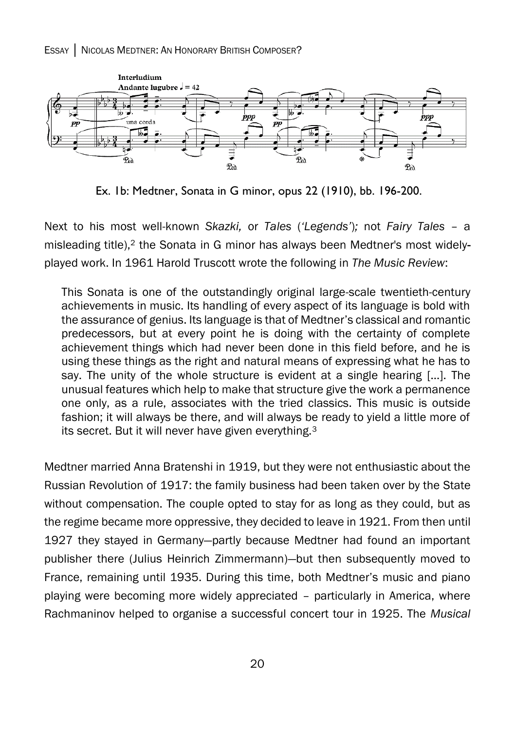Ex. 1b: Medtner, Sonata in G minor, opus 22 (1910), bb. 196-200.

Next to his most well-known *Skazki,* or *Tales* (*'Legends'*)*;* not *Fairy Tales* – a misleading title),[2] the Sonata in G minor has always been Medtner's most widely-played work. In 1961 Harold Truscott wrote the following in *The Music Review*:

> This Sonata is one of the outstandingly original large-scale twentieth-century achievements in music. Its handling of every aspect of its language is bold with the assurance of genius. Its language is that of Medtner's classical and romantic predecessors, but at every point he is doing with the certainty of complete achievement things which had never been done in this field before, and he is using these things as the right and natural means of expressing what he has to say. The unity of the whole structure is evident at a single hearing [...]. The unusual features which help to make that structure give the work a permanence one only, as a rule, associates with the tried classics. This music is outside fashion; it will always be there, and will always be ready to yield a little more of its secret. But it will never have given everything.[3]

Medtner married Anna Bratenshi in 1919, but they were not enthusiastic about the Russian Revolution of 1917: the family business had been taken over by the State without compensation. The couple opted to stay for as long as they could, but as the regime became more oppressive, they decided to leave in 1921. From then until 1927 they stayed in Germany—partly because Medtner had found an important publisher there (Julius Heinrich Zimmermann)—but then subsequently moved to France, remaining until 1935. During this time, both Medtner's music and piano playing were becoming more widely appreciated – particularly in America, where Rachmaninov helped to organise a successful concert tour in 1925. The *Musical*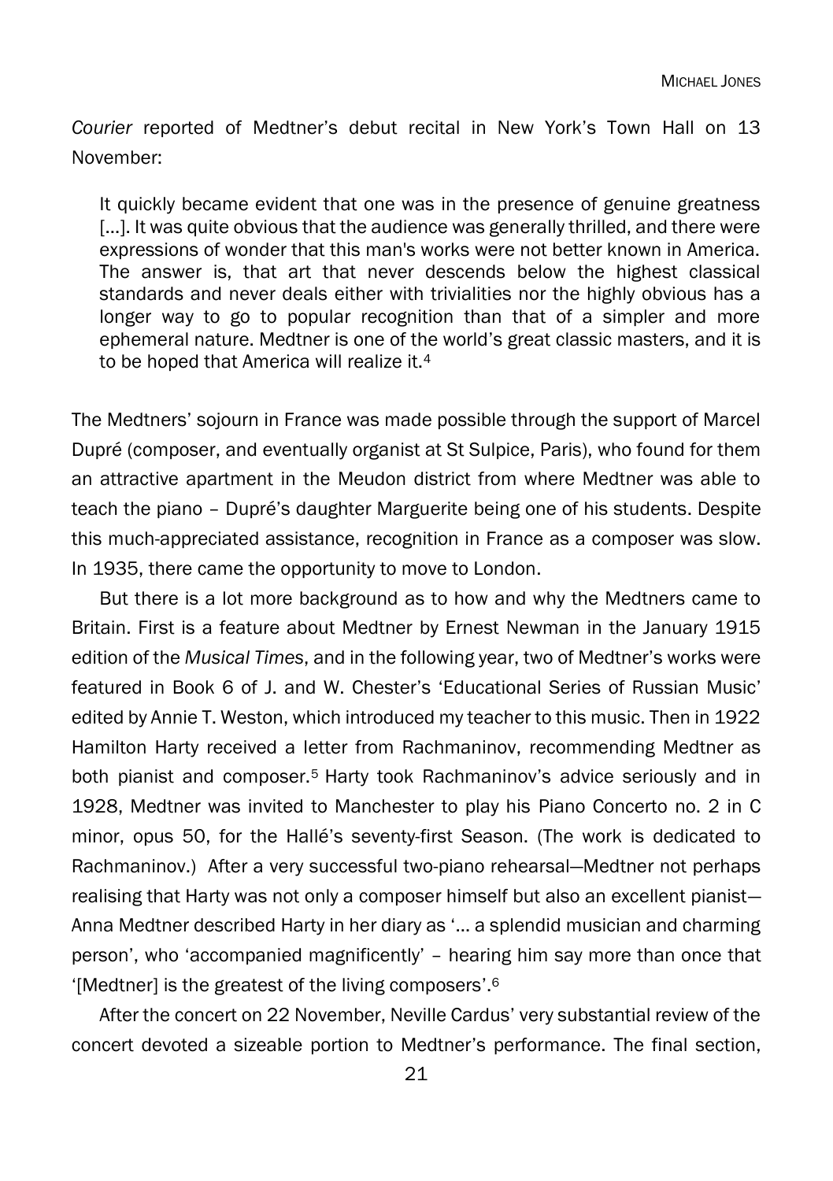*Courier* reported of Medtner's debut recital in New York's Town Hall on 13 November:

> It quickly became evident that one was in the presence of genuine greatness [...]. It was quite obvious that the audience was generally thrilled, and there were expressions of wonder that this man's works were not better known in America. The answer is, that art that never descends below the highest classical standards and never deals either with trivialities nor the highly obvious has a longer way to go to popular recognition than that of a simpler and more ephemeral nature. Medtner is one of the world's great classic masters, and it is to be hoped that America will realize it.[4]

The Medtners' sojourn in France was made possible through the support of Marcel Dupré (composer, and eventually organist at St Sulpice, Paris), who found for them an attractive apartment in the Meudon district from where Medtner was able to teach the piano – Dupré's daughter Marguerite being one of his students. Despite this much-appreciated assistance, recognition in France as a composer was slow. In 1935, there came the opportunity to move to London.

But there is a lot more background as to how and why the Medtners came to Britain. First is a feature about Medtner by Ernest Newman in the January 1915 edition of the *Musical Times*, and in the following year, two of Medtner's works were featured in Book 6 of J. and W. Chester's 'Educational Series of Russian Music' edited by Annie T. Weston, which introduced my teacher to this music. Then in 1922 Hamilton Harty received a letter from Rachmaninov, recommending Medtner as both pianist and composer.[5] Harty took Rachmaninov's advice seriously and in 1928, Medtner was invited to Manchester to play his Piano Concerto no. 2 in C minor, opus 50, for the Hallé's seventy-first Season. (The work is dedicated to Rachmaninov.) After a very successful two-piano rehearsal—Medtner not perhaps realising that Harty was not only a composer himself but also an excellent pianist—Anna Medtner described Harty in her diary as '... a splendid musician and charming person', who 'accompanied magnificently' – hearing him say more than once that '[Medtner] is the greatest of the living composers'.[6]

After the concert on 22 November, Neville Cardus' very substantial review of the concert devoted a sizeable portion to Medtner's performance. The final section,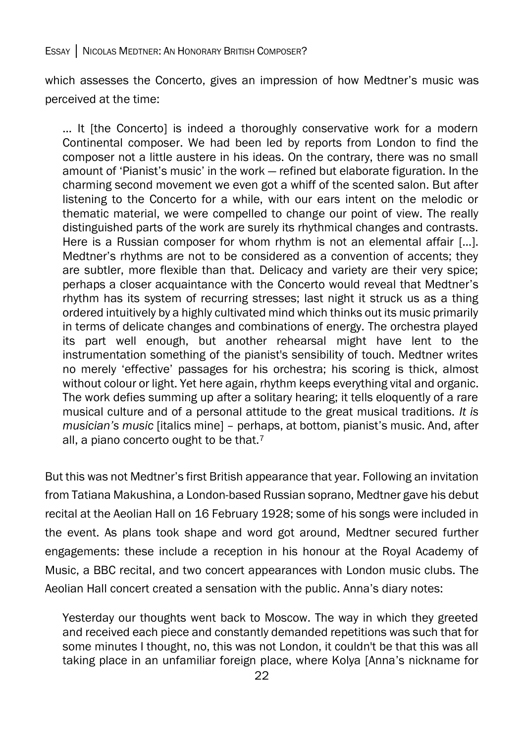which assesses the Concerto, gives an impression of how Medtner's music was perceived at the time:

> … It [the Concerto] is indeed a thoroughly conservative work for a modern Continental composer. We had been led by reports from London to find the composer not a little austere in his ideas. On the contrary, there was no small amount of 'Pianist's music' in the work — refined but elaborate figuration. In the charming second movement we even got a whiff of the scented salon. But after listening to the Concerto for a while, with our ears intent on the melodic or thematic material, we were compelled to change our point of view. The really distinguished parts of the work are surely its rhythmical changes and contrasts. Here is a Russian composer for whom rhythm is not an elemental affair […]. Medtner's rhythms are not to be considered as a convention of accents; they are subtler, more flexible than that. Delicacy and variety are their very spice; perhaps a closer acquaintance with the Concerto would reveal that Medtner's rhythm has its system of recurring stresses; last night it struck us as a thing ordered intuitively by a highly cultivated mind which thinks out its music primarily in terms of delicate changes and combinations of energy. The orchestra played its part well enough, but another rehearsal might have lent to the instrumentation something of the pianist's sensibility of touch. Medtner writes no merely 'effective' passages for his orchestra; his scoring is thick, almost without colour or light. Yet here again, rhythm keeps everything vital and organic. The work defies summing up after a solitary hearing; it tells eloquently of a rare musical culture and of a personal attitude to the great musical traditions. *It is musician's music* [italics mine] – perhaps, at bottom, pianist's music. And, after all, a piano concerto ought to be that.[7]

But this was not Medtner's first British appearance that year. Following an invitation from Tatiana Makushina, a London-based Russian soprano, Medtner gave his debut recital at the Aeolian Hall on 16 February 1928; some of his songs were included in the event. As plans took shape and word got around, Medtner secured further engagements: these include a reception in his honour at the Royal Academy of Music, a BBC recital, and two concert appearances with London music clubs. The Aeolian Hall concert created a sensation with the public. Anna's diary notes:

> Yesterday our thoughts went back to Moscow. The way in which they greeted and received each piece and constantly demanded repetitions was such that for some minutes I thought, no, this was not London, it couldn't be that this was all taking place in an unfamiliar foreign place, where Kolya [Anna's nickname for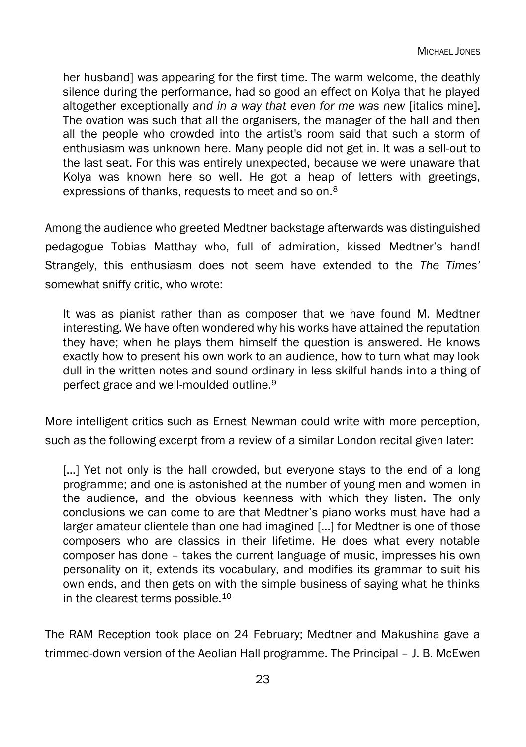> her husband] was appearing for the first time. The warm welcome, the deathly silence during the performance, had so good an effect on Kolya that he played altogether exceptionally *and in a way that even for me was new* [italics mine]. The ovation was such that all the organisers, the manager of the hall and then all the people who crowded into the artist's room said that such a storm of enthusiasm was unknown here. Many people did not get in. It was a sell-out to the last seat. For this was entirely unexpected, because we were unaware that Kolya was known here so well. He got a heap of letters with greetings, expressions of thanks, requests to meet and so on.[8]

Among the audience who greeted Medtner backstage afterwards was distinguished pedagogue Tobias Matthay who, full of admiration, kissed Medtner's hand! Strangely, this enthusiasm does not seem have extended to the *The Times'* somewhat sniffy critic, who wrote:

> It was as pianist rather than as composer that we have found M. Medtner interesting. We have often wondered why his works have attained the reputation they have; when he plays them himself the question is answered. He knows exactly how to present his own work to an audience, how to turn what may look dull in the written notes and sound ordinary in less skilful hands into a thing of perfect grace and well-moulded outline.[9]

More intelligent critics such as Ernest Newman could write with more perception, such as the following excerpt from a review of a similar London recital given later:

> [...] Yet not only is the hall crowded, but everyone stays to the end of a long programme; and one is astonished at the number of young men and women in the audience, and the obvious keenness with which they listen. The only conclusions we can come to are that Medtner's piano works must have had a larger amateur clientele than one had imagined [...] for Medtner is one of those composers who are classics in their lifetime. He does what every notable composer has done – takes the current language of music, impresses his own personality on it, extends its vocabulary, and modifies its grammar to suit his own ends, and then gets on with the simple business of saying what he thinks in the clearest terms possible.[10]

The RAM Reception took place on 24 February; Medtner and Makushina gave a trimmed-down version of the Aeolian Hall programme. The Principal – J. B. McEwen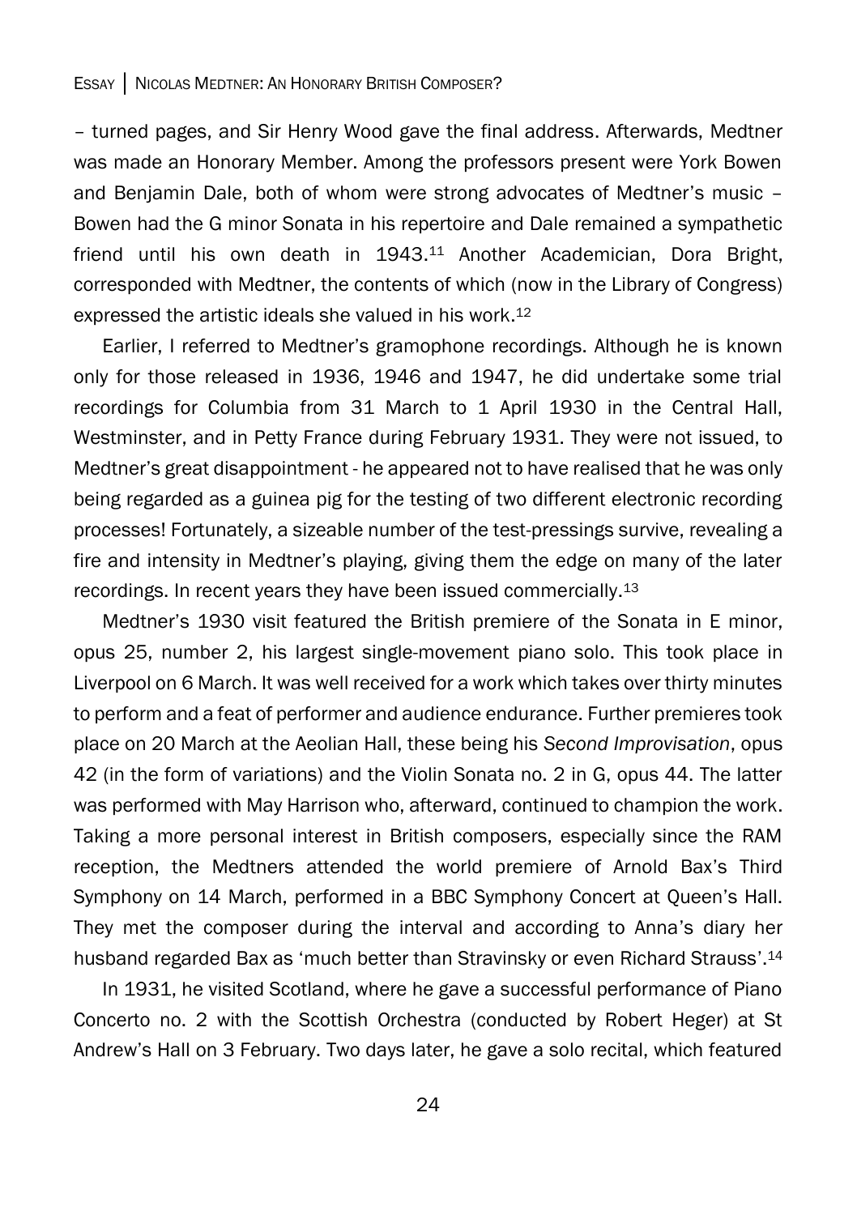– turned pages, and Sir Henry Wood gave the final address. Afterwards, Medtner was made an Honorary Member. Among the professors present were York Bowen and Benjamin Dale, both of whom were strong advocates of Medtner's music – Bowen had the G minor Sonata in his repertoire and Dale remained a sympathetic friend until his own death in 1943.[11] Another Academician, Dora Bright, corresponded with Medtner, the contents of which (now in the Library of Congress) expressed the artistic ideals she valued in his work.[12]

Earlier, I referred to Medtner's gramophone recordings. Although he is known only for those released in 1936, 1946 and 1947, he did undertake some trial recordings for Columbia from 31 March to 1 April 1930 in the Central Hall, Westminster, and in Petty France during February 1931. They were not issued, to Medtner's great disappointment - he appeared not to have realised that he was only being regarded as a guinea pig for the testing of two different electronic recording processes! Fortunately, a sizeable number of the test-pressings survive, revealing a fire and intensity in Medtner's playing, giving them the edge on many of the later recordings. In recent years they have been issued commercially.[13]

Medtner's 1930 visit featured the British premiere of the Sonata in E minor, opus 25, number 2, his largest single-movement piano solo. This took place in Liverpool on 6 March. It was well received for a work which takes over thirty minutes to perform and a feat of performer and audience endurance. Further premieres took place on 20 March at the Aeolian Hall, these being his *Second Improvisation*, opus 42 (in the form of variations) and the Violin Sonata no. 2 in G, opus 44. The latter was performed with May Harrison who, afterward, continued to champion the work. Taking a more personal interest in British composers, especially since the RAM reception, the Medtners attended the world premiere of Arnold Bax's Third Symphony on 14 March, performed in a BBC Symphony Concert at Queen's Hall. They met the composer during the interval and according to Anna's diary her husband regarded Bax as 'much better than Stravinsky or even Richard Strauss'.[14]

In 1931, he visited Scotland, where he gave a successful performance of Piano Concerto no. 2 with the Scottish Orchestra (conducted by Robert Heger) at St Andrew's Hall on 3 February. Two days later, he gave a solo recital, which featured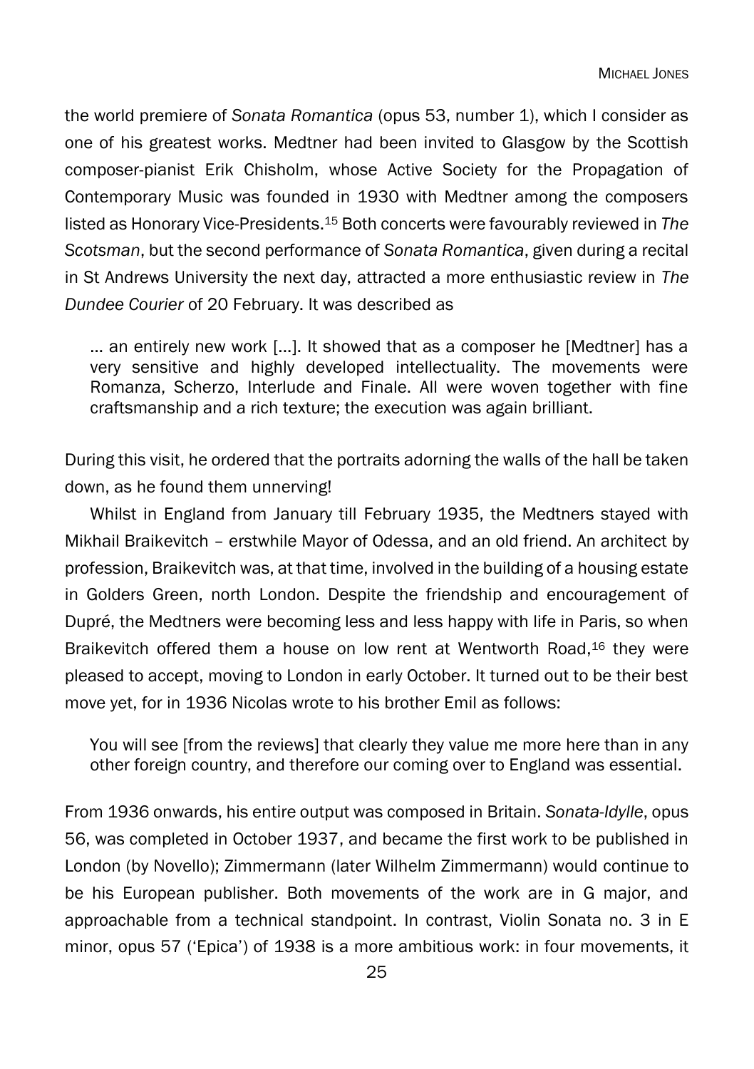the world premiere of *Sonata Romantica* (opus 53, number 1), which I consider as one of his greatest works. Medtner had been invited to Glasgow by the Scottish composer-pianist Erik Chisholm, whose Active Society for the Propagation of Contemporary Music was founded in 1930 with Medtner among the composers listed as Honorary Vice-Presidents.[15] Both concerts were favourably reviewed in *The Scotsman*, but the second performance of *Sonata Romantica*, given during a recital in St Andrews University the next day, attracted a more enthusiastic review in *The Dundee Courier* of 20 February. It was described as

> … an entirely new work […]. It showed that as a composer he [Medtner] has a very sensitive and highly developed intellectuality. The movements were Romanza, Scherzo, Interlude and Finale. All were woven together with fine craftsmanship and a rich texture; the execution was again brilliant.

During this visit, he ordered that the portraits adorning the walls of the hall be taken down, as he found them unnerving!

Whilst in England from January till February 1935, the Medtners stayed with Mikhail Braikevitch – erstwhile Mayor of Odessa, and an old friend. An architect by profession, Braikevitch was, at that time, involved in the building of a housing estate in Golders Green, north London. Despite the friendship and encouragement of Dupré, the Medtners were becoming less and less happy with life in Paris, so when Braikevitch offered them a house on low rent at Wentworth Road,[16] they were pleased to accept, moving to London in early October. It turned out to be their best move yet, for in 1936 Nicolas wrote to his brother Emil as follows:

> You will see [from the reviews] that clearly they value me more here than in any other foreign country, and therefore our coming over to England was essential.

From 1936 onwards, his entire output was composed in Britain. *Sonata-Idylle*, opus 56, was completed in October 1937, and became the first work to be published in London (by Novello); Zimmermann (later Wilhelm Zimmermann) would continue to be his European publisher. Both movements of the work are in G major, and approachable from a technical standpoint. In contrast, Violin Sonata no. 3 in E minor, opus 57 ('Epica') of 1938 is a more ambitious work: in four movements, it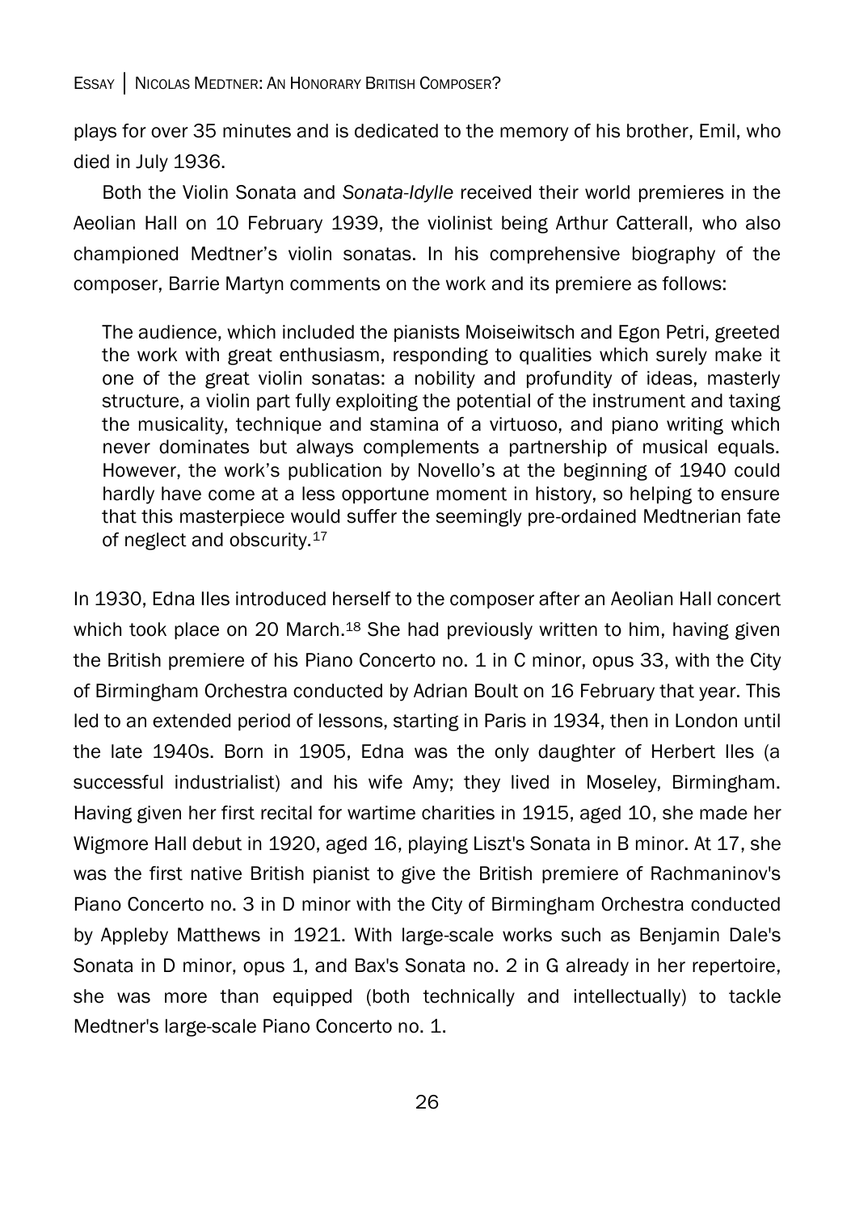plays for over 35 minutes and is dedicated to the memory of his brother, Emil, who died in July 1936.

Both the Violin Sonata and *Sonata-Idylle* received their world premieres in the Aeolian Hall on 10 February 1939, the violinist being Arthur Catterall, who also championed Medtner's violin sonatas. In his comprehensive biography of the composer, Barrie Martyn comments on the work and its premiere as follows:

> The audience, which included the pianists Moiseiwitsch and Egon Petri, greeted the work with great enthusiasm, responding to qualities which surely make it one of the great violin sonatas: a nobility and profundity of ideas, masterly structure, a violin part fully exploiting the potential of the instrument and taxing the musicality, technique and stamina of a virtuoso, and piano writing which never dominates but always complements a partnership of musical equals. However, the work's publication by Novello's at the beginning of 1940 could hardly have come at a less opportune moment in history, so helping to ensure that this masterpiece would suffer the seemingly pre-ordained Medtnerian fate of neglect and obscurity.[17]

In 1930, Edna Iles introduced herself to the composer after an Aeolian Hall concert which took place on 20 March.[18] She had previously written to him, having given the British premiere of his Piano Concerto no. 1 in C minor, opus 33, with the City of Birmingham Orchestra conducted by Adrian Boult on 16 February that year. This led to an extended period of lessons, starting in Paris in 1934, then in London until the late 1940s. Born in 1905, Edna was the only daughter of Herbert Iles (a successful industrialist) and his wife Amy; they lived in Moseley, Birmingham. Having given her first recital for wartime charities in 1915, aged 10, she made her Wigmore Hall debut in 1920, aged 16, playing Liszt's Sonata in B minor. At 17, she was the first native British pianist to give the British premiere of Rachmaninov's Piano Concerto no. 3 in D minor with the City of Birmingham Orchestra conducted by Appleby Matthews in 1921. With large-scale works such as Benjamin Dale's Sonata in D minor, opus 1, and Bax's Sonata no. 2 in G already in her repertoire, she was more than equipped (both technically and intellectually) to tackle Medtner's large-scale Piano Concerto no. 1.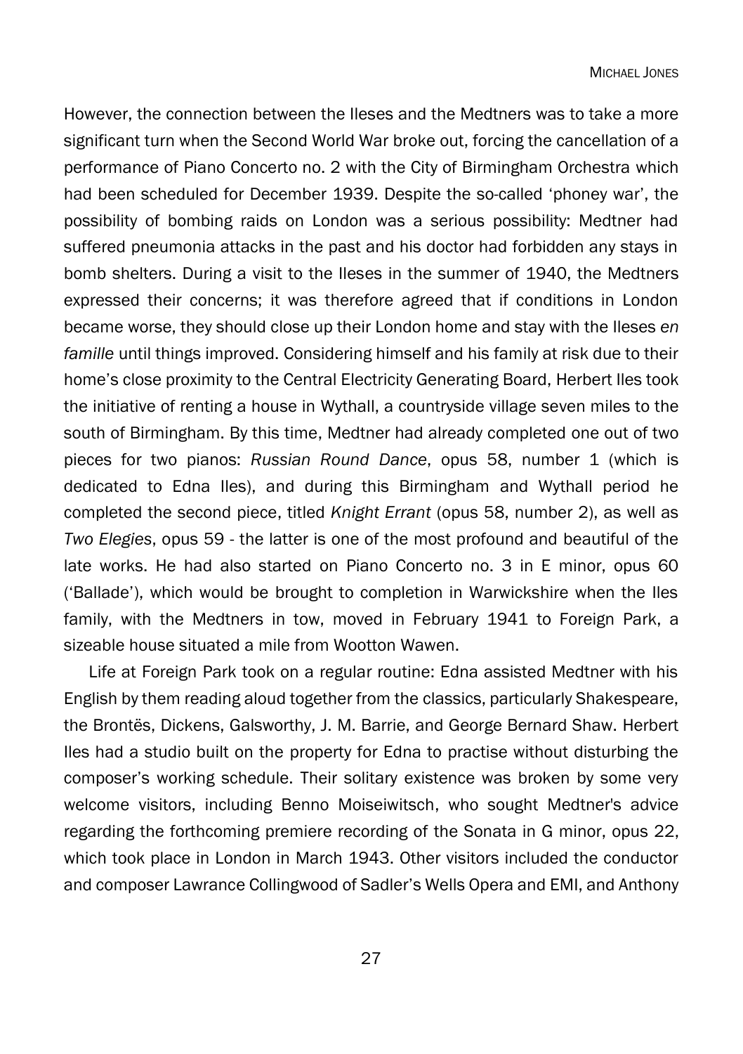However, the connection between the Ileses and the Medtners was to take a more significant turn when the Second World War broke out, forcing the cancellation of a performance of Piano Concerto no. 2 with the City of Birmingham Orchestra which had been scheduled for December 1939. Despite the so-called 'phoney war', the possibility of bombing raids on London was a serious possibility: Medtner had suffered pneumonia attacks in the past and his doctor had forbidden any stays in bomb shelters. During a visit to the Ileses in the summer of 1940, the Medtners expressed their concerns; it was therefore agreed that if conditions in London became worse, they should close up their London home and stay with the Ileses *en famille* until things improved. Considering himself and his family at risk due to their home's close proximity to the Central Electricity Generating Board, Herbert Iles took the initiative of renting a house in Wythall, a countryside village seven miles to the south of Birmingham. By this time, Medtner had already completed one out of two pieces for two pianos: *Russian Round Dance*, opus 58, number 1 (which is dedicated to Edna Iles), and during this Birmingham and Wythall period he completed the second piece, titled *Knight Errant* (opus 58, number 2), as well as *Two Elegies*, opus 59 - the latter is one of the most profound and beautiful of the late works. He had also started on Piano Concerto no. 3 in E minor, opus 60 ('Ballade'), which would be brought to completion in Warwickshire when the Iles family, with the Medtners in tow, moved in February 1941 to Foreign Park, a sizeable house situated a mile from Wootton Wawen.

Life at Foreign Park took on a regular routine: Edna assisted Medtner with his English by them reading aloud together from the classics, particularly Shakespeare, the Brontës, Dickens, Galsworthy, J. M. Barrie, and George Bernard Shaw. Herbert Iles had a studio built on the property for Edna to practise without disturbing the composer's working schedule. Their solitary existence was broken by some very welcome visitors, including Benno Moiseiwitsch, who sought Medtner's advice regarding the forthcoming premiere recording of the Sonata in G minor, opus 22, which took place in London in March 1943. Other visitors included the conductor and composer Lawrance Collingwood of Sadler's Wells Opera and EMI, and Anthony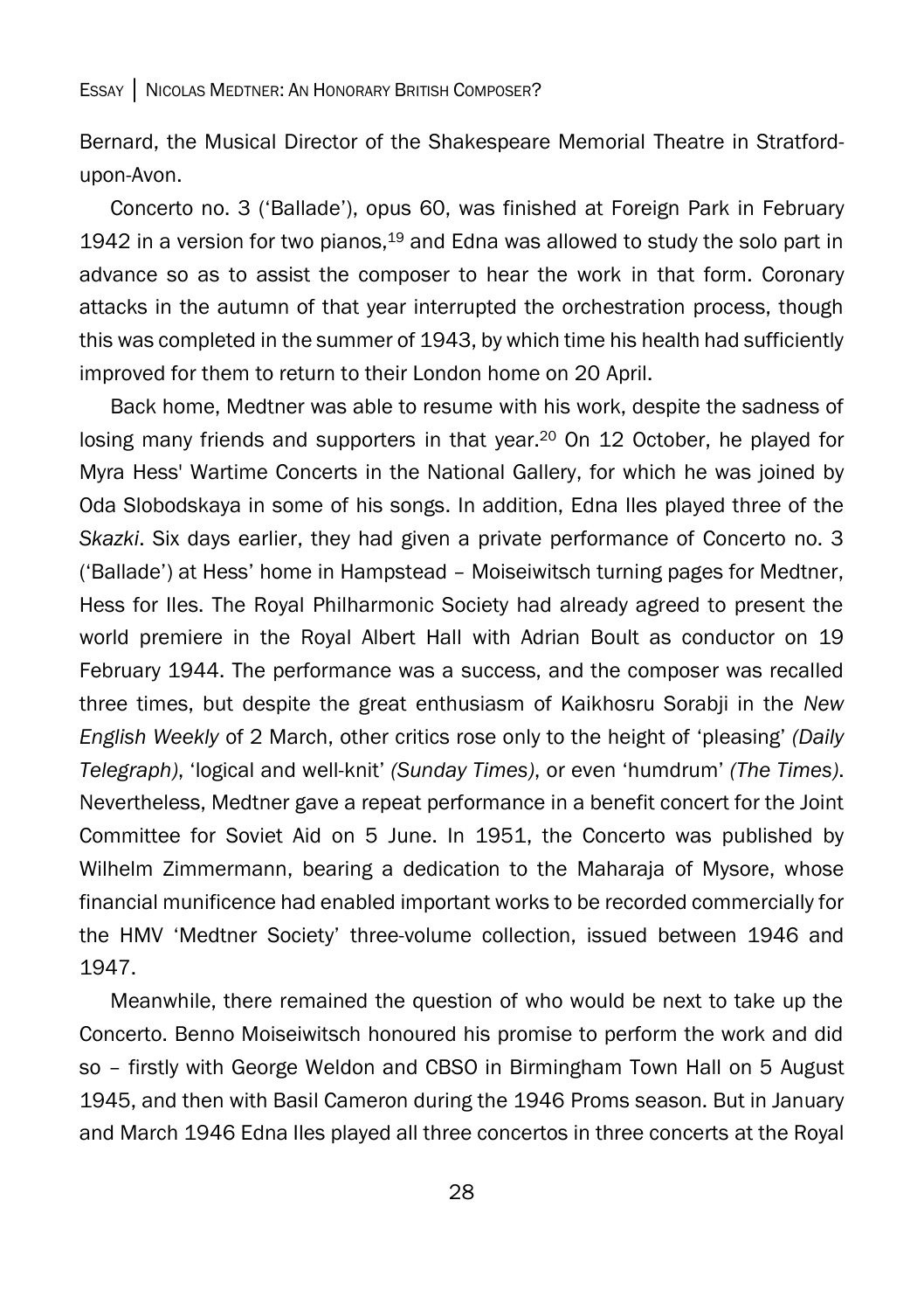Bernard, the Musical Director of the Shakespeare Memorial Theatre in Stratford-upon-Avon.

Concerto no. 3 ('Ballade'), opus 60, was finished at Foreign Park in February 1942 in a version for two pianos,[19] and Edna was allowed to study the solo part in advance so as to assist the composer to hear the work in that form. Coronary attacks in the autumn of that year interrupted the orchestration process, though this was completed in the summer of 1943, by which time his health had sufficiently improved for them to return to their London home on 20 April.

Back home, Medtner was able to resume with his work, despite the sadness of losing many friends and supporters in that year.[20] On 12 October, he played for Myra Hess' Wartime Concerts in the National Gallery, for which he was joined by Oda Slobodskaya in some of his songs. In addition, Edna Iles played three of the *Skazki*. Six days earlier, they had given a private performance of Concerto no. 3 ('Ballade') at Hess' home in Hampstead – Moiseiwitsch turning pages for Medtner, Hess for Iles. The Royal Philharmonic Society had already agreed to present the world premiere in the Royal Albert Hall with Adrian Boult as conductor on 19 February 1944. The performance was a success, and the composer was recalled three times, but despite the great enthusiasm of Kaikhosru Sorabji in the *New English Weekly* of 2 March, other critics rose only to the height of 'pleasing' *(Daily Telegraph)*, 'logical and well-knit' *(Sunday Times)*, or even 'humdrum' *(The Times)*. Nevertheless, Medtner gave a repeat performance in a benefit concert for the Joint Committee for Soviet Aid on 5 June. In 1951, the Concerto was published by Wilhelm Zimmermann, bearing a dedication to the Maharaja of Mysore, whose financial munificence had enabled important works to be recorded commercially for the HMV 'Medtner Society' three-volume collection, issued between 1946 and 1947.

Meanwhile, there remained the question of who would be next to take up the Concerto. Benno Moiseiwitsch honoured his promise to perform the work and did so – firstly with George Weldon and CBSO in Birmingham Town Hall on 5 August 1945, and then with Basil Cameron during the 1946 Proms season. But in January and March 1946 Edna Iles played all three concertos in three concerts at the Royal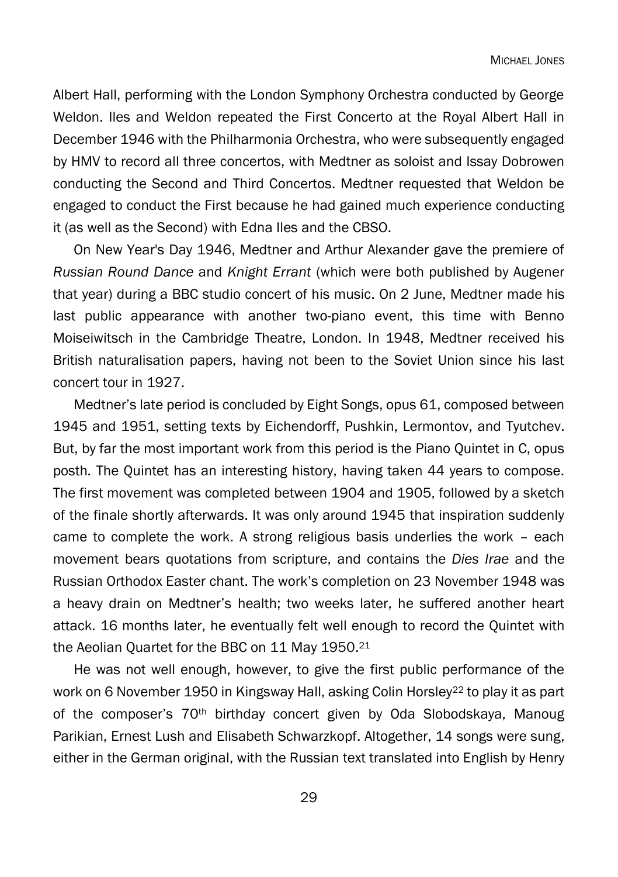Albert Hall, performing with the London Symphony Orchestra conducted by George Weldon. Iles and Weldon repeated the First Concerto at the Royal Albert Hall in December 1946 with the Philharmonia Orchestra, who were subsequently engaged by HMV to record all three concertos, with Medtner as soloist and Issay Dobrowen conducting the Second and Third Concertos. Medtner requested that Weldon be engaged to conduct the First because he had gained much experience conducting it (as well as the Second) with Edna Iles and the CBSO.

On New Year's Day 1946, Medtner and Arthur Alexander gave the premiere of *Russian Round Dance* and *Knight Errant* (which were both published by Augener that year) during a BBC studio concert of his music. On 2 June, Medtner made his last public appearance with another two-piano event, this time with Benno Moiseiwitsch in the Cambridge Theatre, London. In 1948, Medtner received his British naturalisation papers, having not been to the Soviet Union since his last concert tour in 1927.

Medtner's late period is concluded by Eight Songs, opus 61, composed between 1945 and 1951, setting texts by Eichendorff, Pushkin, Lermontov, and Tyutchev. But, by far the most important work from this period is the Piano Quintet in C, opus posth. The Quintet has an interesting history, having taken 44 years to compose. The first movement was completed between 1904 and 1905, followed by a sketch of the finale shortly afterwards. It was only around 1945 that inspiration suddenly came to complete the work. A strong religious basis underlies the work – each movement bears quotations from scripture, and contains the *Dies Irae* and the Russian Orthodox Easter chant. The work's completion on 23 November 1948 was a heavy drain on Medtner's health; two weeks later, he suffered another heart attack. 16 months later, he eventually felt well enough to record the Quintet with the Aeolian Quartet for the BBC on 11 May 1950.[21]

He was not well enough, however, to give the first public performance of the work on 6 November 1950 in Kingsway Hall, asking Colin Horsley[22] to play it as part of the composer's 70th birthday concert given by Oda Slobodskaya, Manoug Parikian, Ernest Lush and Elisabeth Schwarzkopf. Altogether, 14 songs were sung, either in the German original, with the Russian text translated into English by Henry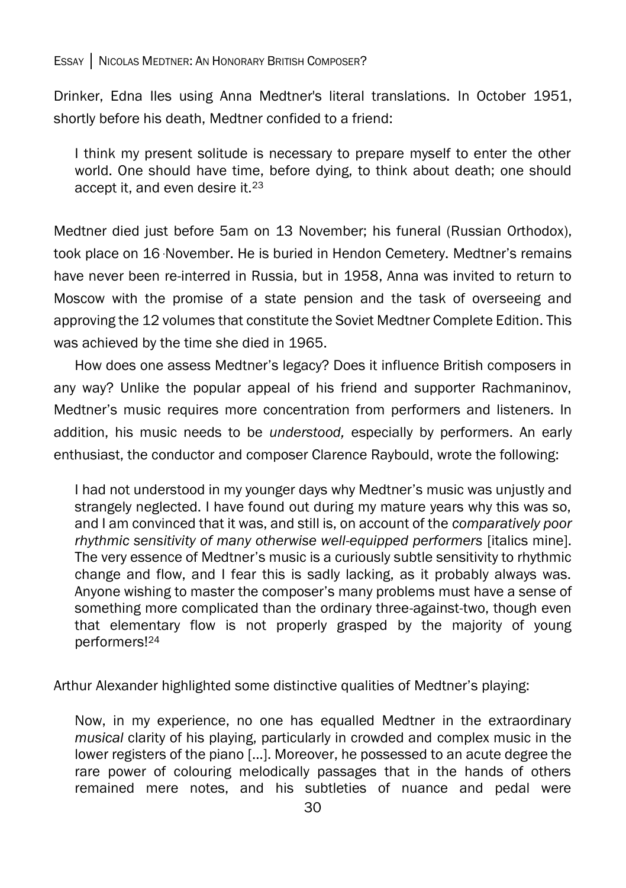Drinker, Edna Iles using Anna Medtner's literal translations. In October 1951, shortly before his death, Medtner confided to a friend:

> I think my present solitude is necessary to prepare myself to enter the other world. One should have time, before dying, to think about death; one should accept it, and even desire it.[23]

Medtner died just before 5am on 13 November; his funeral (Russian Orthodox), took place on 16 November. He is buried in Hendon Cemetery. Medtner's remains have never been re-interred in Russia, but in 1958, Anna was invited to return to Moscow with the promise of a state pension and the task of overseeing and approving the 12 volumes that constitute the Soviet Medtner Complete Edition. This was achieved by the time she died in 1965.

How does one assess Medtner's legacy? Does it influence British composers in any way? Unlike the popular appeal of his friend and supporter Rachmaninov, Medtner's music requires more concentration from performers and listeners. In addition, his music needs to be *understood,* especially by performers. An early enthusiast, the conductor and composer Clarence Raybould, wrote the following:

> I had not understood in my younger days why Medtner's music was unjustly and strangely neglected. I have found out during my mature years why this was so, and I am convinced that it was, and still is, on account of the *comparatively poor rhythmic sensitivity of many otherwise well-equipped performers* [italics mine]. The very essence of Medtner's music is a curiously subtle sensitivity to rhythmic change and flow, and I fear this is sadly lacking, as it probably always was. Anyone wishing to master the composer's many problems must have a sense of something more complicated than the ordinary three-against-two, though even that elementary flow is not properly grasped by the majority of young performers![24]

Arthur Alexander highlighted some distinctive qualities of Medtner's playing:

> Now, in my experience, no one has equalled Medtner in the extraordinary *musical* clarity of his playing, particularly in crowded and complex music in the lower registers of the piano [...]. Moreover, he possessed to an acute degree the rare power of colouring melodically passages that in the hands of others remained mere notes, and his subtleties of nuance and pedal were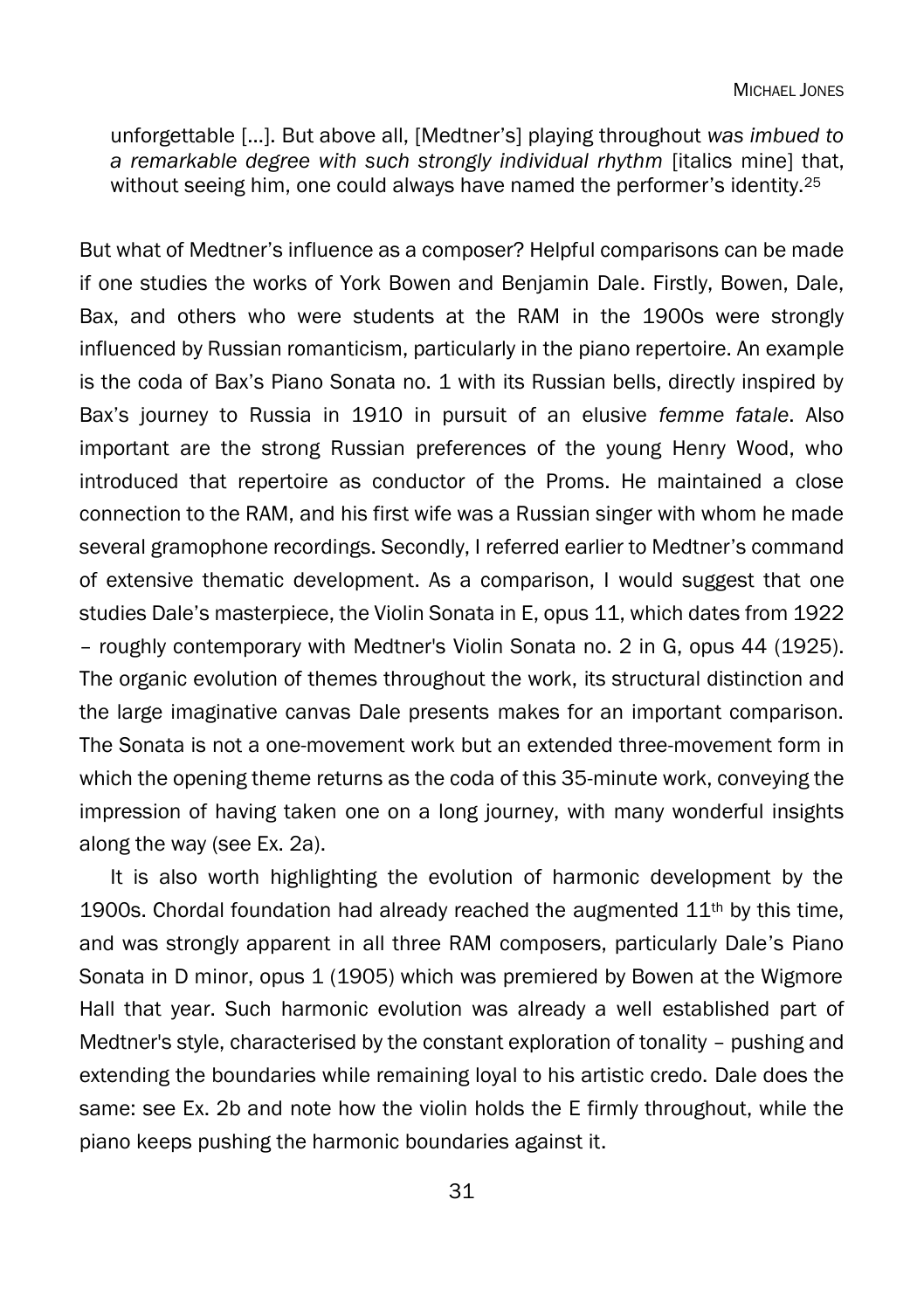unforgettable [...]. But above all, [Medtner's] playing throughout *was imbued to a remarkable degree with such strongly individual rhythm* [italics mine] that, without seeing him, one could always have named the performer's identity.[25]

But what of Medtner's influence as a composer? Helpful comparisons can be made if one studies the works of York Bowen and Benjamin Dale. Firstly, Bowen, Dale, Bax, and others who were students at the RAM in the 1900s were strongly influenced by Russian romanticism, particularly in the piano repertoire. An example is the coda of Bax's Piano Sonata no. 1 with its Russian bells, directly inspired by Bax's journey to Russia in 1910 in pursuit of an elusive *femme fatale*. Also important are the strong Russian preferences of the young Henry Wood, who introduced that repertoire as conductor of the Proms. He maintained a close connection to the RAM, and his first wife was a Russian singer with whom he made several gramophone recordings. Secondly, I referred earlier to Medtner's command of extensive thematic development. As a comparison, I would suggest that one studies Dale's masterpiece, the Violin Sonata in E, opus 11, which dates from 1922 – roughly contemporary with Medtner's Violin Sonata no. 2 in G, opus 44 (1925). The organic evolution of themes throughout the work, its structural distinction and the large imaginative canvas Dale presents makes for an important comparison. The Sonata is not a one-movement work but an extended three-movement form in which the opening theme returns as the coda of this 35-minute work, conveying the impression of having taken one on a long journey, with many wonderful insights along the way (see Ex. 2a).

It is also worth highlighting the evolution of harmonic development by the 1900s. Chordal foundation had already reached the augmented 11th by this time, and was strongly apparent in all three RAM composers, particularly Dale's Piano Sonata in D minor, opus 1 (1905) which was premiered by Bowen at the Wigmore Hall that year. Such harmonic evolution was already a well established part of Medtner's style, characterised by the constant exploration of tonality – pushing and extending the boundaries while remaining loyal to his artistic credo. Dale does the same: see Ex. 2b and note how the violin holds the E firmly throughout, while the piano keeps pushing the harmonic boundaries against it.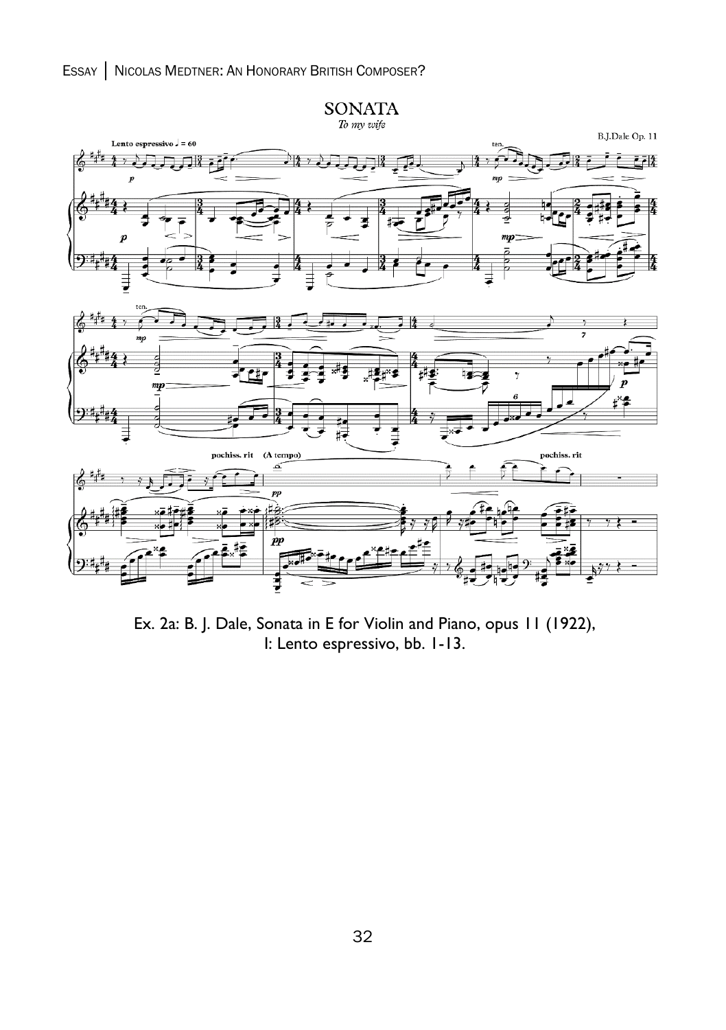Ex. 2a: B. J. Dale, Sonata in E for Violin and Piano, opus 11 (1922), I: Lento espressivo, bb. 1-13.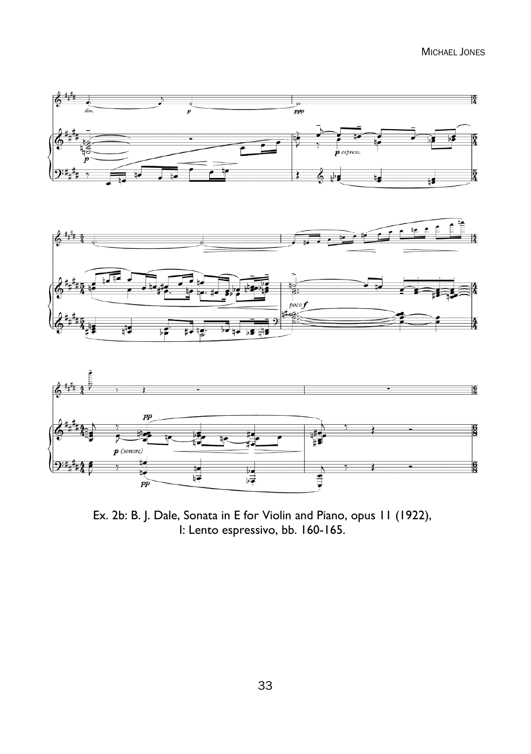Ex. 2b: B. J. Dale, Sonata in E for Violin and Piano, opus 11 (1922), I: Lento espressivo, bb. 160-165.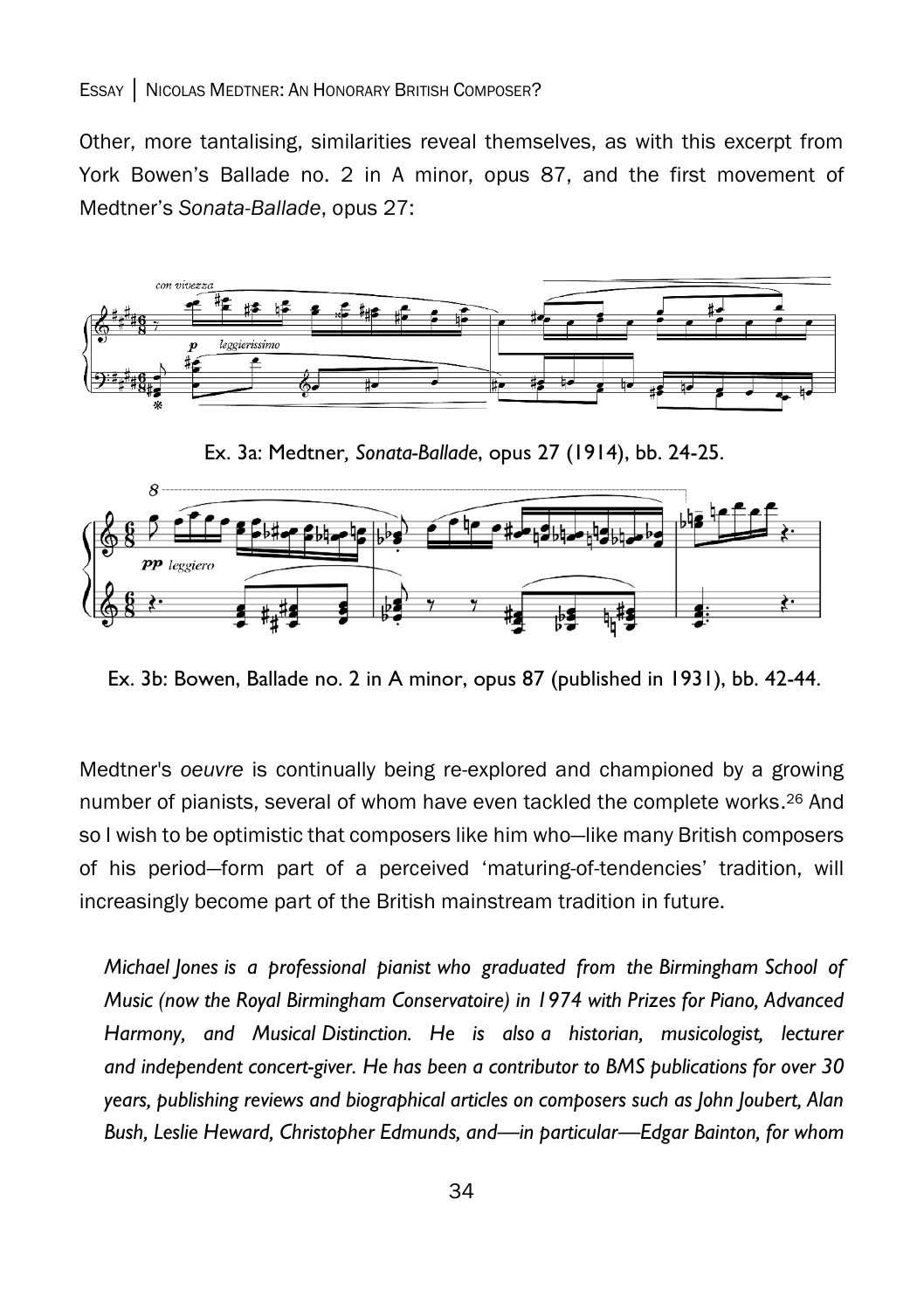Other, more tantalising, similarities reveal themselves, as with this excerpt from York Bowen's Ballade no. 2 in A minor, opus 87, and the first movement of Medtner's *Sonata-Ballade*, opus 27:

Ex. 3a: Medtner, *Sonata-Ballade*, opus 27 (1914), bb. 24-25.

Ex. 3b: Bowen, Ballade no. 2 in A minor, opus 87 (published in 1931), bb. 42-44.

Medtner's *oeuvre* is continually being re-explored and championed by a growing number of pianists, several of whom have even tackled the complete works.[26] And so I wish to be optimistic that composers like him who—like many British composers of his period—form part of a perceived 'maturing-of-tendencies' tradition, will increasingly become part of the British mainstream tradition in future.

*Michael Jones is a professional pianist who graduated from the Birmingham School of Music (now the Royal Birmingham Conservatoire) in 1974 with Prizes for Piano, Advanced Harmony, and Musical Distinction. He is also a historian, musicologist, lecturer and independent concert-giver. He has been a contributor to BMS publications for over 30 years, publishing reviews and biographical articles on composers such as John Joubert, Alan Bush, Leslie Heward, Christopher Edmunds, and—in particular—Edgar Bainton, for whom*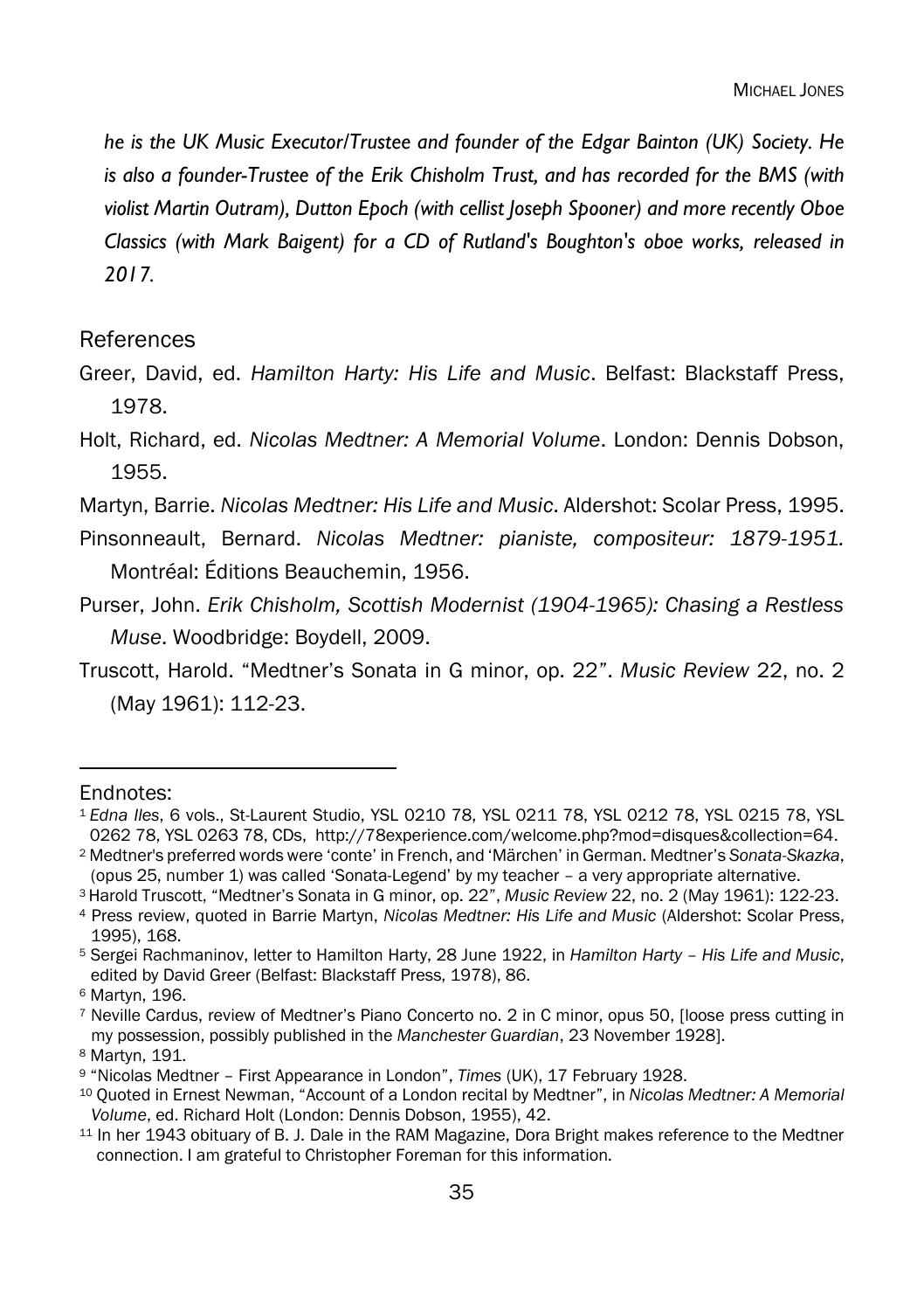*he is the UK Music Executor/Trustee and founder of the Edgar Bainton (UK) Society. He is also a founder-Trustee of the Erik Chisholm Trust, and has recorded for the BMS (with violist Martin Outram), Dutton Epoch (with cellist Joseph Spooner) and more recently Oboe Classics (with Mark Baigent) for a CD of Rutland's Boughton's oboe works, released in 2017.*

## References

Greer, David, ed. *Hamilton Harty: His Life and Music*. Belfast: Blackstaff Press, 1978.

Holt, Richard, ed. *Nicolas Medtner: A Memorial Volume*. London: Dennis Dobson, 1955.

Martyn, Barrie. *Nicolas Medtner: His Life and Music*. Aldershot: Scolar Press, 1995.

Pinsonneault, Bernard. *Nicolas Medtner: pianiste, compositeur: 1879-1951.* Montréal: Éditions Beauchemin, 1956.

Purser, John. *Erik Chisholm, Scottish Modernist (1904-1965): Chasing a Restless Muse*. Woodbridge: Boydell, 2009.

Truscott, Harold. "Medtner's Sonata in G minor, op. 22". *Music Review* 22, no. 2 (May 1961): 112-23.

---

Endnotes:

[1] *Edna Iles*, 6 vols., St-Laurent Studio, YSL 0210 78, YSL 0211 78, YSL 0212 78, YSL 0215 78, YSL 0262 78, YSL 0263 78, CDs, http://78experience.com/welcome.php?mod=disques&collection=64.

[2] Medtner's preferred words were 'conte' in French, and 'Märchen' in German. Medtner's *Sonata-Skazka*, (opus 25, number 1) was called 'Sonata-Legend' by my teacher – a very appropriate alternative.

[3] Harold Truscott, "Medtner's Sonata in G minor, op. 22", *Music Review* 22, no. 2 (May 1961): 122-23.

[4] Press review, quoted in Barrie Martyn, *Nicolas Medtner: His Life and Music* (Aldershot: Scolar Press, 1995), 168.

[5] Sergei Rachmaninov, letter to Hamilton Harty, 28 June 1922, in *Hamilton Harty – His Life and Music*, edited by David Greer (Belfast: Blackstaff Press, 1978), 86.

[6] Martyn, 196.

[7] Neville Cardus, review of Medtner's Piano Concerto no. 2 in C minor, opus 50, [loose press cutting in my possession, possibly published in the *Manchester Guardian*, 23 November 1928].

[8] Martyn, 191.

[9] "Nicolas Medtner – First Appearance in London", *Times* (UK), 17 February 1928.

[10] Quoted in Ernest Newman, "Account of a London recital by Medtner", in *Nicolas Medtner: A Memorial Volume*, ed. Richard Holt (London: Dennis Dobson, 1955), 42.

[11] In her 1943 obituary of B. J. Dale in the RAM Magazine, Dora Bright makes reference to the Medtner connection. I am grateful to Christopher Foreman for this information.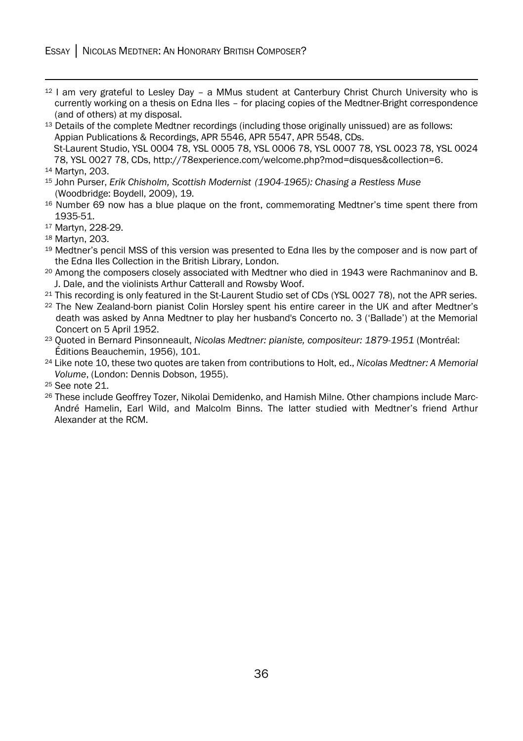[12] I am very grateful to Lesley Day – a MMus student at Canterbury Christ Church University who is currently working on a thesis on Edna Iles – for placing copies of the Medtner-Bright correspondence (and of others) at my disposal.

[13] Details of the complete Medtner recordings (including those originally unissued) are as follows: Appian Publications & Recordings, APR 5546, APR 5547, APR 5548, CDs.
St-Laurent Studio, YSL 0004 78, YSL 0005 78, YSL 0006 78, YSL 0007 78, YSL 0023 78, YSL 0024 78, YSL 0027 78, CDs, http://78experience.com/welcome.php?mod=disques&collection=6.

[14] Martyn, 203.

[15] John Purser, *Erik Chisholm, Scottish Modernist (1904-1965): Chasing a Restless Muse* (Woodbridge: Boydell, 2009), 19.

[16] Number 69 now has a blue plaque on the front, commemorating Medtner's time spent there from 1935-51.

[17] Martyn, 228-29.

[18] Martyn, 203.

[19] Medtner's pencil MSS of this version was presented to Edna Iles by the composer and is now part of the Edna Iles Collection in the British Library, London.

[20] Among the composers closely associated with Medtner who died in 1943 were Rachmaninov and B. J. Dale, and the violinists Arthur Catterall and Rowsby Woof.

[21] This recording is only featured in the St-Laurent Studio set of CDs (YSL 0027 78), not the APR series.

[22] The New Zealand-born pianist Colin Horsley spent his entire career in the UK and after Medtner's death was asked by Anna Medtner to play her husband's Concerto no. 3 ('Ballade') at the Memorial Concert on 5 April 1952.

[23] Quoted in Bernard Pinsonneault, *Nicolas Medtner: pianiste, compositeur: 1879-1951* (Montréal: Éditions Beauchemin, 1956), 101.

[24] Like note 10, these two quotes are taken from contributions to Holt, ed., *Nicolas Medtner: A Memorial Volume*, (London: Dennis Dobson, 1955).

[25] See note 21.

[26] These include Geoffrey Tozer, Nikolai Demidenko, and Hamish Milne. Other champions include Marc-André Hamelin, Earl Wild, and Malcolm Binns. The latter studied with Medtner's friend Arthur Alexander at the RCM.